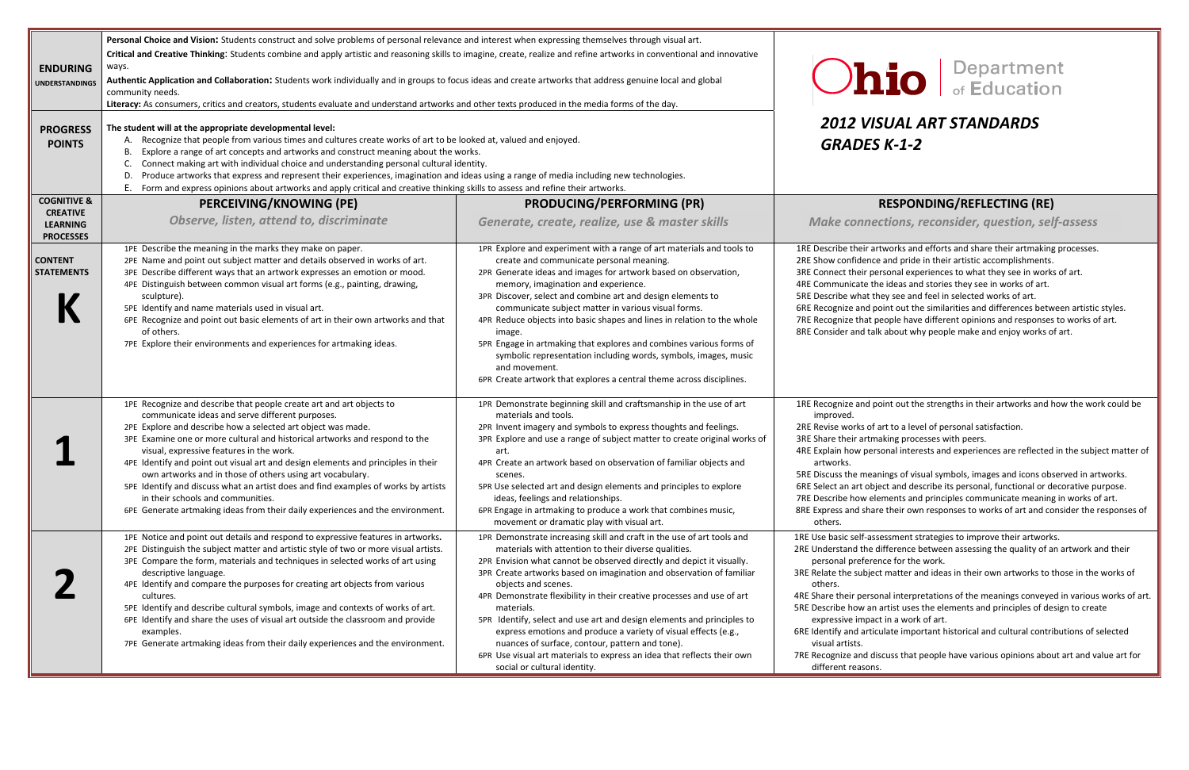# Ohio | Department of Education

## 2012 VISUAL ART STANDARDS
## GRADES K-1-2

**ENDURING UNDERSTANDINGS**

**Personal Choice and Vision:** Students construct and solve problems of personal relevance and interest when expressing themselves through visual art.

**Critical and Creative Thinking**: Students combine and apply artistic and reasoning skills to imagine, create, realize and refine artworks in conventional and innovative ways.

**Authentic Application and Collaboration:** Students work individually and in groups to focus ideas and create artworks that address genuine local and global community needs.

**Literacy:** As consumers, critics and creators, students evaluate and understand artworks and other texts produced in the media forms of the day.

**PROGRESS POINTS**

**The student will at the appropriate developmental level:**

A. Recognize that people from various times and cultures create works of art to be looked at, valued and enjoyed.
B. Explore a range of art concepts and artworks and construct meaning about the works.
C. Connect making art with individual choice and understanding personal cultural identity.
D. Produce artworks that express and represent their experiences, imagination and ideas using a range of media including new technologies.
E. Form and express opinions about artworks and apply critical and creative thinking skills to assess and refine their artworks.

| COGNITIVE & CREATIVE LEARNING PROCESSES | PERCEIVING/KNOWING (PE) *Observe, listen, attend to, discriminate* | PRODUCING/PERFORMING (PR) *Generate, create, realize, use & master skills* | RESPONDING/REFLECTING (RE) *Make connections, reconsider, question, self-assess* |
|---|---|---|---|
| **CONTENT STATEMENTS** **K** | 1PE Describe the meaning in the marks they make on paper.<br>2PE Name and point out subject matter and details observed in works of art.<br>3PE Describe different ways that an artwork expresses an emotion or mood.<br>4PE Distinguish between common visual art forms (e.g., painting, drawing, sculpture).<br>5PE Identify and name materials used in visual art.<br>6PE Recognize and point out basic elements of art in their own artworks and that of others.<br>7PE Explore their environments and experiences for artmaking ideas. | 1PR Explore and experiment with a range of art materials and tools to create and communicate personal meaning.<br>2PR Generate ideas and images for artwork based on observation, memory, imagination and experience.<br>3PR Discover, select and combine art and design elements to communicate subject matter in various visual forms.<br>4PR Reduce objects into basic shapes and lines in relation to the whole image.<br>5PR Engage in artmaking that explores and combines various forms of symbolic representation including words, symbols, images, music and movement.<br>6PR Create artwork that explores a central theme across disciplines. | 1RE Describe their artworks and efforts and share their artmaking processes.<br>2RE Show confidence and pride in their artistic accomplishments.<br>3RE Connect their personal experiences to what they see in works of art.<br>4RE Communicate the ideas and stories they see in works of art.<br>5RE Describe what they see and feel in selected works of art.<br>6RE Recognize and point out the similarities and differences between artistic styles.<br>7RE Recognize that people have different opinions and responses to works of art.<br>8RE Consider and talk about why people make and enjoy works of art. |
| **1** | 1PE Recognize and describe that people create art and art objects to communicate ideas and serve different purposes.<br>2PE Explore and describe how a selected art object was made.<br>3PE Examine one or more cultural and historical artworks and respond to the visual, expressive features in the work.<br>4PE Identify and point out visual art and design elements and principles in their own artworks and in those of others using art vocabulary.<br>5PE Identify and discuss what an artist does and find examples of works by artists in their schools and communities.<br>6PE Generate artmaking ideas from their daily experiences and the environment. | 1PR Demonstrate beginning skill and craftsmanship in the use of art materials and tools.<br>2PR Invent imagery and symbols to express thoughts and feelings.<br>3PR Explore and use a range of subject matter to create original works of art.<br>4PR Create an artwork based on observation of familiar objects and scenes.<br>5PR Use selected art and design elements and principles to explore ideas, feelings and relationships.<br>6PR Engage in artmaking to produce a work that combines music, movement or dramatic play with visual art. | 1RE Recognize and point out the strengths in their artworks and how the work could be improved.<br>2RE Revise works of art to a level of personal satisfaction.<br>3RE Share their artmaking processes with peers.<br>4RE Explain how personal interests and experiences are reflected in the subject matter of artworks.<br>5RE Discuss the meanings of visual symbols, images and icons observed in artworks.<br>6RE Select an art object and describe its personal, functional or decorative purpose.<br>7RE Describe how elements and principles communicate meaning in works of art.<br>8RE Express and share their own responses to works of art and consider the responses of others. |
| **2** | 1PE Notice and point out details and respond to expressive features in artworks.<br>2PE Distinguish the subject matter and artistic style of two or more visual artists.<br>3PE Compare the form, materials and techniques in selected works of art using descriptive language.<br>4PE Identify and compare the purposes for creating art objects from various cultures.<br>5PE Identify and describe cultural symbols, image and contexts of works of art.<br>6PE Identify and share the uses of visual art outside the classroom and provide examples.<br>7PE Generate artmaking ideas from their daily experiences and the environment. | 1PR Demonstrate increasing skill and craft in the use of art tools and materials with attention to their diverse qualities.<br>2PR Envision what cannot be observed directly and depict it visually.<br>3PR Create artworks based on imagination and observation of familiar objects and scenes.<br>4PR Demonstrate flexibility in their creative processes and use of art materials.<br>5PR Identify, select and use art and design elements and principles to express emotions and produce a variety of visual effects (e.g., nuances of surface, contour, pattern and tone).<br>6PR Use visual art materials to express an idea that reflects their own social or cultural identity. | 1RE Use basic self-assessment strategies to improve their artworks.<br>2RE Understand the difference between assessing the quality of an artwork and their personal preference for the work.<br>3RE Relate the subject matter and ideas in their own artworks to those in the works of others.<br>4RE Share their personal interpretations of the meanings conveyed in various works of art.<br>5RE Describe how an artist uses the elements and principles of design to create expressive impact in a work of art.<br>6RE Identify and articulate important historical and cultural contributions of selected visual artists.<br>7RE Recognize and discuss that people have various opinions about art and value art for different reasons. |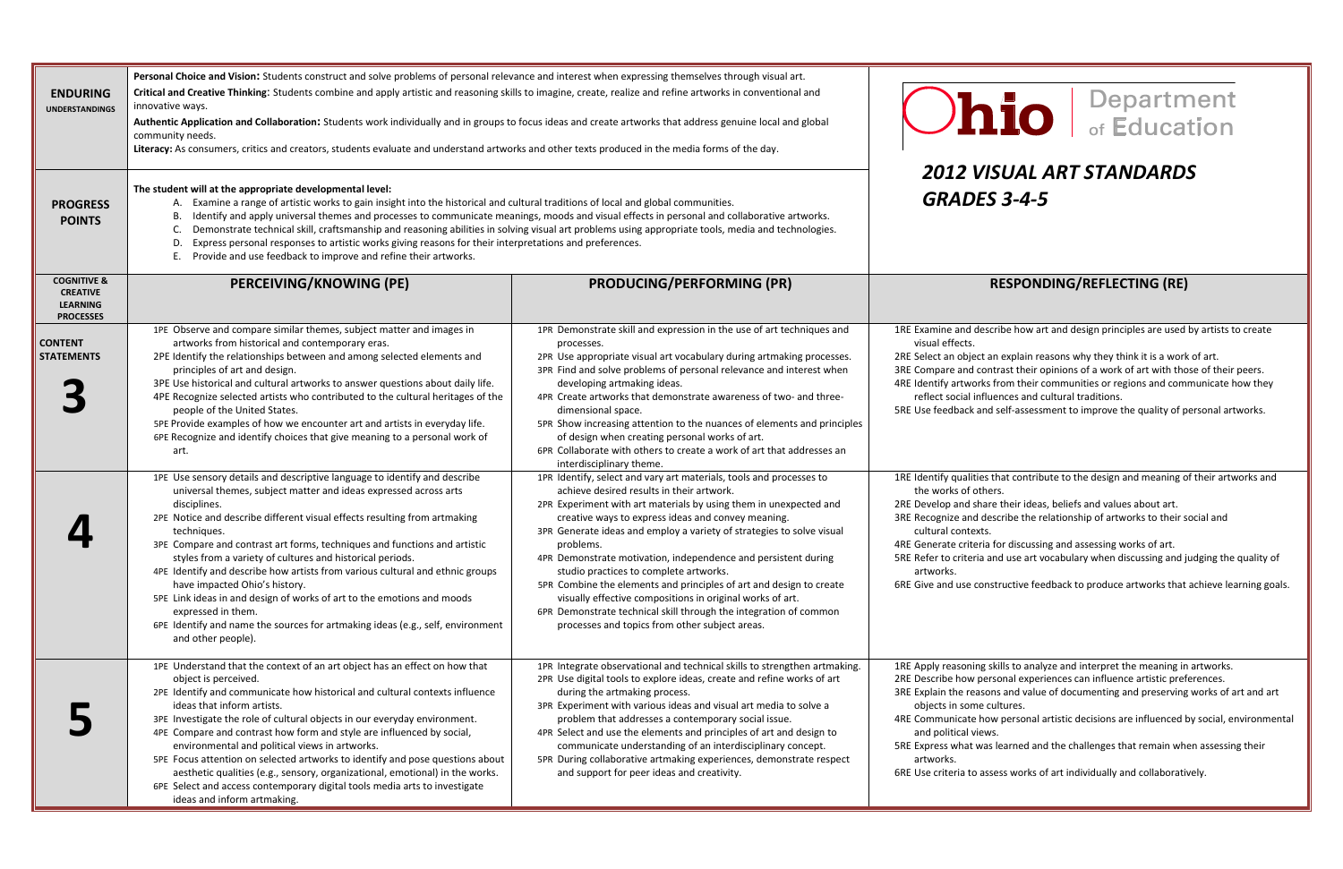# Ohio Department of Education

## 2012 VISUAL ART STANDARDS GRADES 3-4-5

**ENDURING UNDERSTANDINGS**

**Personal Choice and Vision:** Students construct and solve problems of personal relevance and interest when expressing themselves through visual art.

**Critical and Creative Thinking**: Students combine and apply artistic and reasoning skills to imagine, create, realize and refine artworks in conventional and innovative ways.

**Authentic Application and Collaboration:** Students work individually and in groups to focus ideas and create artworks that address genuine local and global community needs.

**Literacy:** As consumers, critics and creators, students evaluate and understand artworks and other texts produced in the media forms of the day.

**PROGRESS POINTS**

**The student will at the appropriate developmental level:**

A. Examine a range of artistic works to gain insight into the historical and cultural traditions of local and global communities.
B. Identify and apply universal themes and processes to communicate meanings, moods and visual effects in personal and collaborative artworks.
C. Demonstrate technical skill, craftsmanship and reasoning abilities in solving visual art problems using appropriate tools, media and technologies.
D. Express personal responses to artistic works giving reasons for their interpretations and preferences.
E. Provide and use feedback to improve and refine their artworks.

| COGNITIVE & CREATIVE LEARNING PROCESSES | PERCEIVING/KNOWING (PE) | PRODUCING/PERFORMING (PR) | RESPONDING/REFLECTING (RE) |
|---|---|---|---|
| **CONTENT STATEMENTS** **3** | 1PE Observe and compare similar themes, subject matter and images in artworks from historical and contemporary eras.<br>2PE Identify the relationships between and among selected elements and principles of art and design.<br>3PE Use historical and cultural artworks to answer questions about daily life.<br>4PE Recognize selected artists who contributed to the cultural heritages of the people of the United States.<br>5PE Provide examples of how we encounter art and artists in everyday life.<br>6PE Recognize and identify choices that give meaning to a personal work of art. | 1PR Demonstrate skill and expression in the use of art techniques and processes.<br>2PR Use appropriate visual art vocabulary during artmaking processes.<br>3PR Find and solve problems of personal relevance and interest when developing artmaking ideas.<br>4PR Create artworks that demonstrate awareness of two- and three-dimensional space.<br>5PR Show increasing attention to the nuances of elements and principles of design when creating personal works of art.<br>6PR Collaborate with others to create a work of art that addresses an interdisciplinary theme. | 1RE Examine and describe how art and design principles are used by artists to create visual effects.<br>2RE Select an object an explain reasons why they think it is a work of art.<br>3RE Compare and contrast their opinions of a work of art with those of their peers.<br>4RE Identify artworks from their communities or regions and communicate how they reflect social influences and cultural traditions.<br>5RE Use feedback and self-assessment to improve the quality of personal artworks. |
| **4** | 1PE Use sensory details and descriptive language to identify and describe universal themes, subject matter and ideas expressed across arts disciplines.<br>2PE Notice and describe different visual effects resulting from artmaking techniques.<br>3PE Compare and contrast art forms, techniques and functions and artistic styles from a variety of cultures and historical periods.<br>4PE Identify and describe how artists from various cultural and ethnic groups have impacted Ohio's history.<br>5PE Link ideas in and design of works of art to the emotions and moods expressed in them.<br>6PE Identify and name the sources for artmaking ideas (e.g., self, environment and other people). | 1PR Identify, select and vary art materials, tools and processes to achieve desired results in their artwork.<br>2PR Experiment with art materials by using them in unexpected and creative ways to express ideas and convey meaning.<br>3PR Generate ideas and employ a variety of strategies to solve visual problems.<br>4PR Demonstrate motivation, independence and persistent during studio practices to complete artworks.<br>5PR Combine the elements and principles of art and design to create visually effective compositions in original works of art.<br>6PR Demonstrate technical skill through the integration of common processes and topics from other subject areas. | 1RE Identify qualities that contribute to the design and meaning of their artworks and the works of others.<br>2RE Develop and share their ideas, beliefs and values about art.<br>3RE Recognize and describe the relationship of artworks to their social and cultural contexts.<br>4RE Generate criteria for discussing and assessing works of art.<br>5RE Refer to criteria and use art vocabulary when discussing and judging the quality of artworks.<br>6RE Give and use constructive feedback to produce artworks that achieve learning goals. |
| **5** | 1PE Understand that the context of an art object has an effect on how that object is perceived.<br>2PE Identify and communicate how historical and cultural contexts influence ideas that inform artists.<br>3PE Investigate the role of cultural objects in our everyday environment.<br>4PE Compare and contrast how form and style are influenced by social, environmental and political views in artworks.<br>5PE Focus attention on selected artworks to identify and pose questions about aesthetic qualities (e.g., sensory, organizational, emotional) in the works.<br>6PE Select and access contemporary digital tools media arts to investigate ideas and inform artmaking. | 1PR Integrate observational and technical skills to strengthen artmaking.<br>2PR Use digital tools to explore ideas, create and refine works of art during the artmaking process.<br>3PR Experiment with various ideas and visual art media to solve a problem that addresses a contemporary social issue.<br>4PR Select and use the elements and principles of art and design to communicate understanding of an interdisciplinary concept.<br>5PR During collaborative artmaking experiences, demonstrate respect and support for peer ideas and creativity. | 1RE Apply reasoning skills to analyze and interpret the meaning in artworks.<br>2RE Describe how personal experiences can influence artistic preferences.<br>3RE Explain the reasons and value of documenting and preserving works of art and art objects in some cultures.<br>4RE Communicate how personal artistic decisions are influenced by social, environmental and political views.<br>5RE Express what was learned and the challenges that remain when assessing their artworks.<br>6RE Use criteria to assess works of art individually and collaboratively. |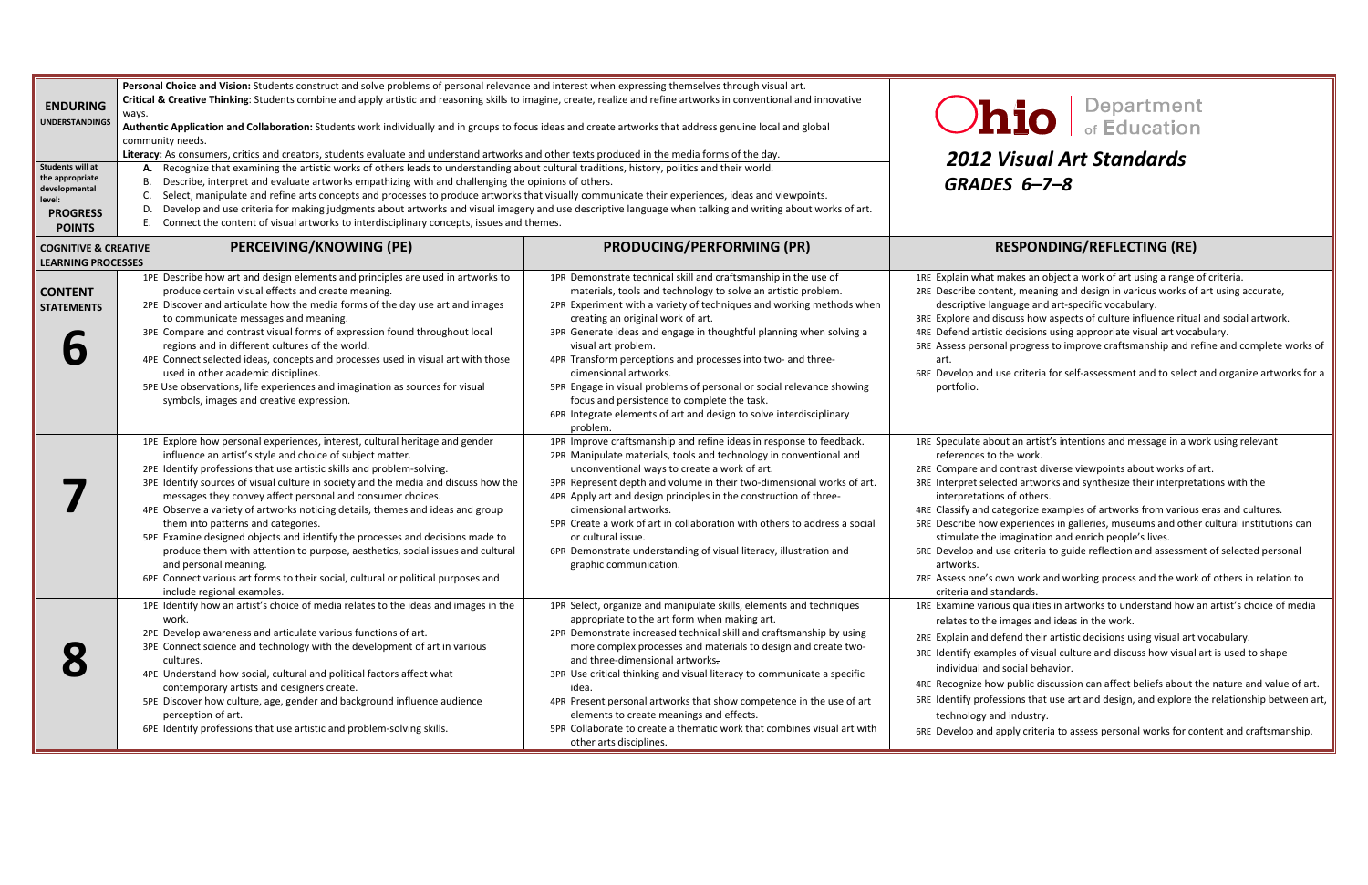# Ohio Department of Education

## 2012 Visual Art Standards

### GRADES 6–7–8

**ENDURING UNDERSTANDINGS**

**Personal Choice and Vision:** Students construct and solve problems of personal relevance and interest when expressing themselves through visual art.

**Critical & Creative Thinking**: Students combine and apply artistic and reasoning skills to imagine, create, realize and refine artworks in conventional and innovative ways.

**Authentic Application and Collaboration:** Students work individually and in groups to focus ideas and create artworks that address genuine local and global community needs.

**Literacy:** As consumers, critics and creators, students evaluate and understand artworks and other texts produced in the media forms of the day.

**Students will at the appropriate developmental level:**

**PROGRESS POINTS**

A. Recognize that examining the artistic works of others leads to understanding about cultural traditions, history, politics and their world.
B. Describe, interpret and evaluate artworks empathizing with and challenging the opinions of others.
C. Select, manipulate and refine arts concepts and processes to produce artworks that visually communicate their experiences, ideas and viewpoints.
D. Develop and use criteria for making judgments about artworks and visual imagery and use descriptive language when talking and writing about works of art.
E. Connect the content of visual artworks to interdisciplinary concepts, issues and themes.

| COGNITIVE & CREATIVE LEARNING PROCESSES | PERCEIVING/KNOWING (PE) | PRODUCING/PERFORMING (PR) | RESPONDING/REFLECTING (RE) |
|---|---|---|---|
| **CONTENT STATEMENTS** **6** | 1PE Describe how art and design elements and principles are used in artworks to produce certain visual effects and create meaning.<br>2PE Discover and articulate how the media forms of the day use art and images to communicate messages and meaning.<br>3PE Compare and contrast visual forms of expression found throughout local regions and in different cultures of the world.<br>4PE Connect selected ideas, concepts and processes used in visual art with those used in other academic disciplines.<br>5PE Use observations, life experiences and imagination as sources for visual symbols, images and creative expression. | 1PR Demonstrate technical skill and craftsmanship in the use of materials, tools and technology to solve an artistic problem.<br>2PR Experiment with a variety of techniques and working methods when creating an original work of art.<br>3PR Generate ideas and engage in thoughtful planning when solving a visual art problem.<br>4PR Transform perceptions and processes into two- and three-dimensional artworks.<br>5PR Engage in visual problems of personal or social relevance showing focus and persistence to complete the task.<br>6PR Integrate elements of art and design to solve interdisciplinary problem. | 1RE Explain what makes an object a work of art using a range of criteria.<br>2RE Describe content, meaning and design in various works of art using accurate, descriptive language and art-specific vocabulary.<br>3RE Explore and discuss how aspects of culture influence ritual and social artwork.<br>4RE Defend artistic decisions using appropriate visual art vocabulary.<br>5RE Assess personal progress to improve craftsmanship and refine and complete works of art.<br>6RE Develop and use criteria for self-assessment and to select and organize artworks for a portfolio. |
| **7** | 1PE Explore how personal experiences, interest, cultural heritage and gender influence an artist's style and choice of subject matter.<br>2PE Identify professions that use artistic skills and problem-solving.<br>3PE Identify sources of visual culture in society and the media and discuss how the messages they convey affect personal and consumer choices.<br>4PE Observe a variety of artworks noticing details, themes and ideas and group them into patterns and categories.<br>5PE Examine designed objects and identify the processes and decisions made to produce them with attention to purpose, aesthetics, social issues and cultural and personal meaning.<br>6PE Connect various art forms to their social, cultural or political purposes and include regional examples. | 1PR Improve craftsmanship and refine ideas in response to feedback.<br>2PR Manipulate materials, tools and technology in conventional and unconventional ways to create a work of art.<br>3PR Represent depth and volume in their two-dimensional works of art.<br>4PR Apply art and design principles in the construction of three-dimensional artworks.<br>5PR Create a work of art in collaboration with others to address a social or cultural issue.<br>6PR Demonstrate understanding of visual literacy, illustration and graphic communication. | 1RE Speculate about an artist's intentions and message in a work using relevant references to the work.<br>2RE Compare and contrast diverse viewpoints about works of art.<br>3RE Interpret selected artworks and synthesize their interpretations with the interpretations of others.<br>4RE Classify and categorize examples of artworks from various eras and cultures.<br>5RE Describe how experiences in galleries, museums and other cultural institutions can stimulate the imagination and enrich people's lives.<br>6RE Develop and use criteria to guide reflection and assessment of selected personal artworks.<br>7RE Assess one's own work and working process and the work of others in relation to criteria and standards. |
| **8** | 1PE Identify how an artist's choice of media relates to the ideas and images in the work.<br>2PE Develop awareness and articulate various functions of art.<br>3PE Connect science and technology with the development of art in various cultures.<br>4PE Understand how social, cultural and political factors affect what contemporary artists and designers create.<br>5PE Discover how culture, age, gender and background influence audience perception of art.<br>6PE Identify professions that use artistic and problem-solving skills. | 1PR Select, organize and manipulate skills, elements and techniques appropriate to the art form when making art.<br>2PR Demonstrate increased technical skill and craftsmanship by using more complex processes and materials to design and create two- and three-dimensional artworks.<br>3PR Use critical thinking and visual literacy to communicate a specific idea.<br>4PR Present personal artworks that show competence in the use of art elements to create meanings and effects.<br>5PR Collaborate to create a thematic work that combines visual art with other arts disciplines. | 1RE Examine various qualities in artworks to understand how an artist's choice of media relates to the images and ideas in the work.<br>2RE Explain and defend their artistic decisions using visual art vocabulary.<br>3RE Identify examples of visual culture and discuss how visual art is used to shape individual and social behavior.<br>4RE Recognize how public discussion can affect beliefs about the nature and value of art.<br>5RE Identify professions that use art and design, and explore the relationship between art, technology and industry.<br>6RE Develop and apply criteria to assess personal works for content and craftsmanship. |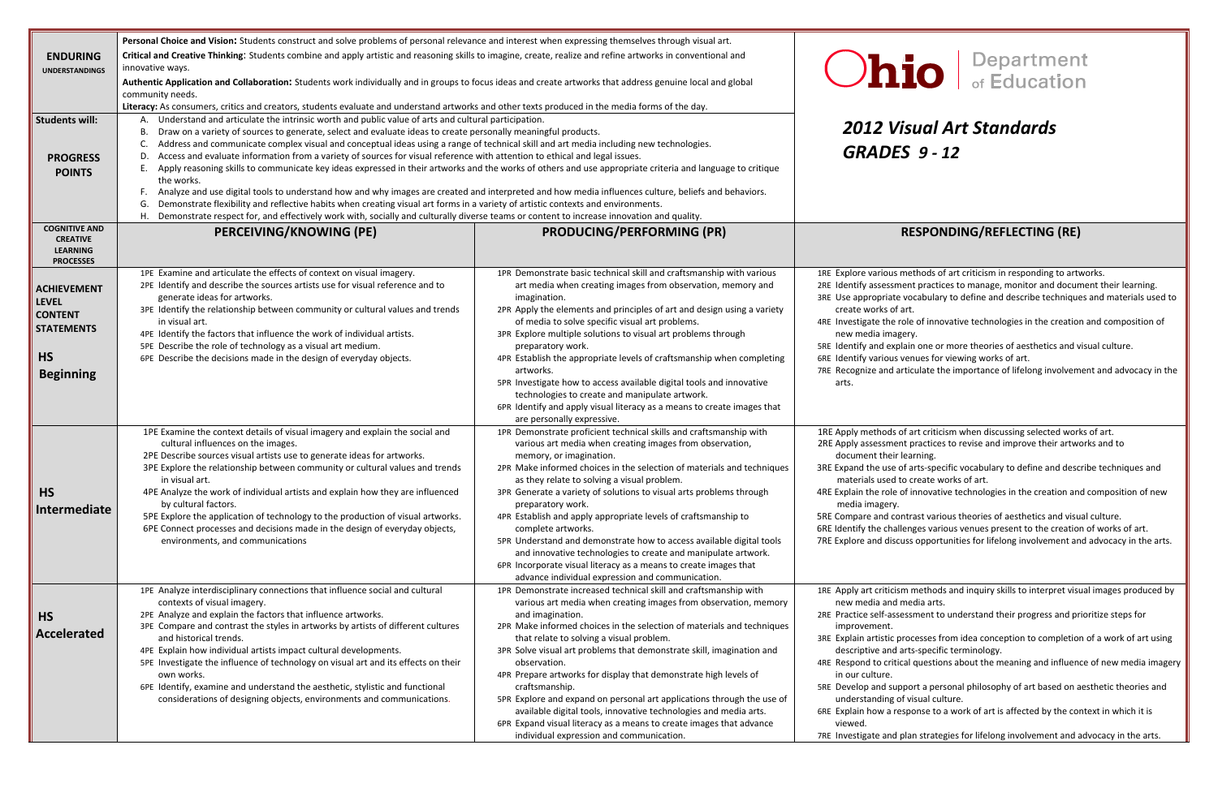# Ohio Department of Education

## 2012 Visual Art Standards
## GRADES 9 - 12

| | | | |
|---|---|---|---|
| **ENDURING UNDERSTANDINGS** | **Personal Choice and Vision:** Students construct and solve problems of personal relevance and interest when expressing themselves through visual art.<br>**Critical and Creative Thinking**: Students combine and apply artistic and reasoning skills to imagine, create, realize and refine artworks in conventional and innovative ways.<br>**Authentic Application and Collaboration:** Students work individually and in groups to focus ideas and create artworks that address genuine local and global community needs.<br>**Literacy:** As consumers, critics and creators, students evaluate and understand artworks and other texts produced in the media forms of the day. | | |
| **Students will:**<br><br>**PROGRESS POINTS** | A. Understand and articulate the intrinsic worth and public value of arts and cultural participation.<br>B. Draw on a variety of sources to generate, select and evaluate ideas to create personally meaningful products.<br>C. Address and communicate complex visual and conceptual ideas using a range of technical skill and art media including new technologies.<br>D. Access and evaluate information from a variety of sources for visual reference with attention to ethical and legal issues.<br>E. Apply reasoning skills to communicate key ideas expressed in their artworks and the works of others and use appropriate criteria and language to critique the works.<br>F. Analyze and use digital tools to understand how and why images are created and interpreted and how media influences culture, beliefs and behaviors.<br>G. Demonstrate flexibility and reflective habits when creating visual art forms in a variety of artistic contexts and environments.<br>H. Demonstrate respect for, and effectively work with, socially and culturally diverse teams or content to increase innovation and quality. | | |
| **COGNITIVE AND CREATIVE LEARNING PROCESSES** | **PERCEIVING/KNOWING (PE)** | **PRODUCING/PERFORMING (PR)** | **RESPONDING/REFLECTING (RE)** |
| **ACHIEVEMENT LEVEL CONTENT STATEMENTS**<br><br>**HS Beginning** | 1PE Examine and articulate the effects of context on visual imagery.<br>2PE Identify and describe the sources artists use for visual reference and to generate ideas for artworks.<br>3PE Identify the relationship between community or cultural values and trends in visual art.<br>4PE Identify the factors that influence the work of individual artists.<br>5PE Describe the role of technology as a visual art medium.<br>6PE Describe the decisions made in the design of everyday objects. | 1PR Demonstrate basic technical skill and craftsmanship with various art media when creating images from observation, memory and imagination.<br>2PR Apply the elements and principles of art and design using a variety of media to solve specific visual art problems.<br>3PR Explore multiple solutions to visual art problems through preparatory work.<br>4PR Establish the appropriate levels of craftsmanship when completing artworks.<br>5PR Investigate how to access available digital tools and innovative technologies to create and manipulate artwork.<br>6PR Identify and apply visual literacy as a means to create images that are personally expressive. | 1RE Explore various methods of art criticism in responding to artworks.<br>2RE Identify assessment practices to manage, monitor and document their learning.<br>3RE Use appropriate vocabulary to define and describe techniques and materials used to create works of art.<br>4RE Investigate the role of innovative technologies in the creation and composition of new media imagery.<br>5RE Identify and explain one or more theories of aesthetics and visual culture.<br>6RE Identify various venues for viewing works of art.<br>7RE Recognize and articulate the importance of lifelong involvement and advocacy in the arts. |
| **HS Intermediate** | 1PE Examine the context details of visual imagery and explain the social and cultural influences on the images.<br>2PE Describe sources visual artists use to generate ideas for artworks.<br>3PE Explore the relationship between community or cultural values and trends in visual art.<br>4PE Analyze the work of individual artists and explain how they are influenced by cultural factors.<br>5PE Explore the application of technology to the production of visual artworks.<br>6PE Connect processes and decisions made in the design of everyday objects, environments, and communications | 1PR Demonstrate proficient technical skills and craftsmanship with various art media when creating images from observation, memory, or imagination.<br>2PR Make informed choices in the selection of materials and techniques as they relate to solving a visual problem.<br>3PR Generate a variety of solutions to visual arts problems through preparatory work.<br>4PR Establish and apply appropriate levels of craftsmanship to complete artworks.<br>5PR Understand and demonstrate how to access available digital tools and innovative technologies to create and manipulate artwork.<br>6PR Incorporate visual literacy as a means to create images that advance individual expression and communication. | 1RE Apply methods of art criticism when discussing selected works of art.<br>2RE Apply assessment practices to revise and improve their artworks and to document their learning.<br>3RE Expand the use of arts-specific vocabulary to define and describe techniques and materials used to create works of art.<br>4RE Explain the role of innovative technologies in the creation and composition of new media imagery.<br>5RE Compare and contrast various theories of aesthetics and visual culture.<br>6RE Identify the challenges various venues present to the creation of works of art.<br>7RE Explore and discuss opportunities for lifelong involvement and advocacy in the arts. |
| **HS Accelerated** | 1PE Analyze interdisciplinary connections that influence social and cultural contexts of visual imagery.<br>2PE Analyze and explain the factors that influence artworks.<br>3PE Compare and contrast the styles in artworks by artists of different cultures and historical trends.<br>4PE Explain how individual artists impact cultural developments.<br>5PE Investigate the influence of technology on visual art and its effects on their own works.<br>6PE Identify, examine and understand the aesthetic, stylistic and functional considerations of designing objects, environments and communications. | 1PR Demonstrate increased technical skill and craftsmanship with various art media when creating images from observation, memory and imagination.<br>2PR Make informed choices in the selection of materials and techniques that relate to solving a visual problem.<br>3PR Solve visual art problems that demonstrate skill, imagination and observation.<br>4PR Prepare artworks for display that demonstrate high levels of craftsmanship.<br>5PR Explore and expand on personal art applications through the use of available digital tools, innovative technologies and media arts.<br>6PR Expand visual literacy as a means to create images that advance individual expression and communication. | 1RE Apply art criticism methods and inquiry skills to interpret visual images produced by new media and media arts.<br>2RE Practice self-assessment to understand their progress and prioritize steps for improvement.<br>3RE Explain artistic processes from idea conception to completion of a work of art using descriptive and arts-specific terminology.<br>4RE Respond to critical questions about the meaning and influence of new media imagery in our culture.<br>5RE Develop and support a personal philosophy of art based on aesthetic theories and understanding of visual culture.<br>6RE Explain how a response to a work of art is affected by the context in which it is viewed.<br>7RE Investigate and plan strategies for lifelong involvement and advocacy in the arts. |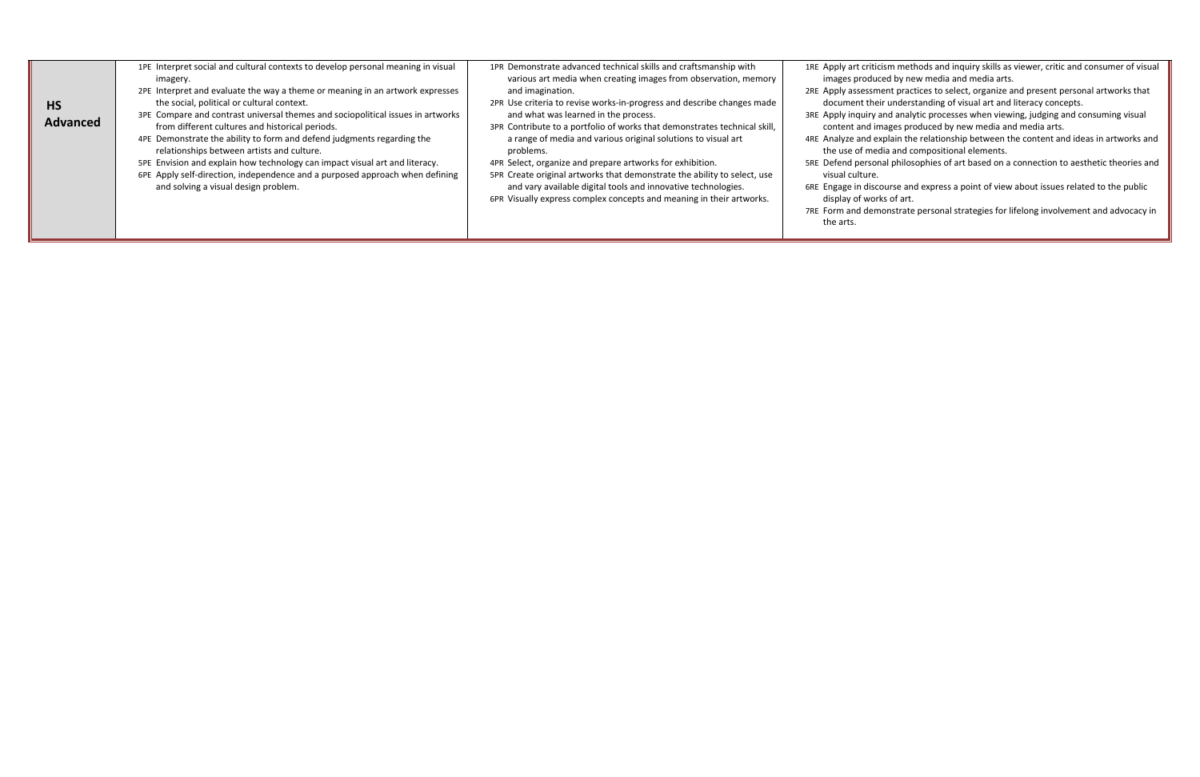| | | | |
|---|---|---|---|
| **HS Advanced** | 1PE Interpret social and cultural contexts to develop personal meaning in visual imagery.<br>2PE Interpret and evaluate the way a theme or meaning in an artwork expresses the social, political or cultural context.<br>3PE Compare and contrast universal themes and sociopolitical issues in artworks from different cultures and historical periods.<br>4PE Demonstrate the ability to form and defend judgments regarding the relationships between artists and culture.<br>5PE Envision and explain how technology can impact visual art and literacy.<br>6PE Apply self-direction, independence and a purposed approach when defining and solving a visual design problem. | 1PR Demonstrate advanced technical skills and craftsmanship with various art media when creating images from observation, memory and imagination.<br>2PR Use criteria to revise works-in-progress and describe changes made and what was learned in the process.<br>3PR Contribute to a portfolio of works that demonstrates technical skill, a range of media and various original solutions to visual art problems.<br>4PR Select, organize and prepare artworks for exhibition.<br>5PR Create original artworks that demonstrate the ability to select, use and vary available digital tools and innovative technologies.<br>6PR Visually express complex concepts and meaning in their artworks. | 1RE Apply art criticism methods and inquiry skills as viewer, critic and consumer of visual images produced by new media and media arts.<br>2RE Apply assessment practices to select, organize and present personal artworks that document their understanding of visual art and literacy concepts.<br>3RE Apply inquiry and analytic processes when viewing, judging and consuming visual content and images produced by new media and media arts.<br>4RE Analyze and explain the relationship between the content and ideas in artworks and the use of media and compositional elements.<br>5RE Defend personal philosophies of art based on a connection to aesthetic theories and visual culture.<br>6RE Engage in discourse and express a point of view about issues related to the public display of works of art.<br>7RE Form and demonstrate personal strategies for lifelong involvement and advocacy in the arts. |